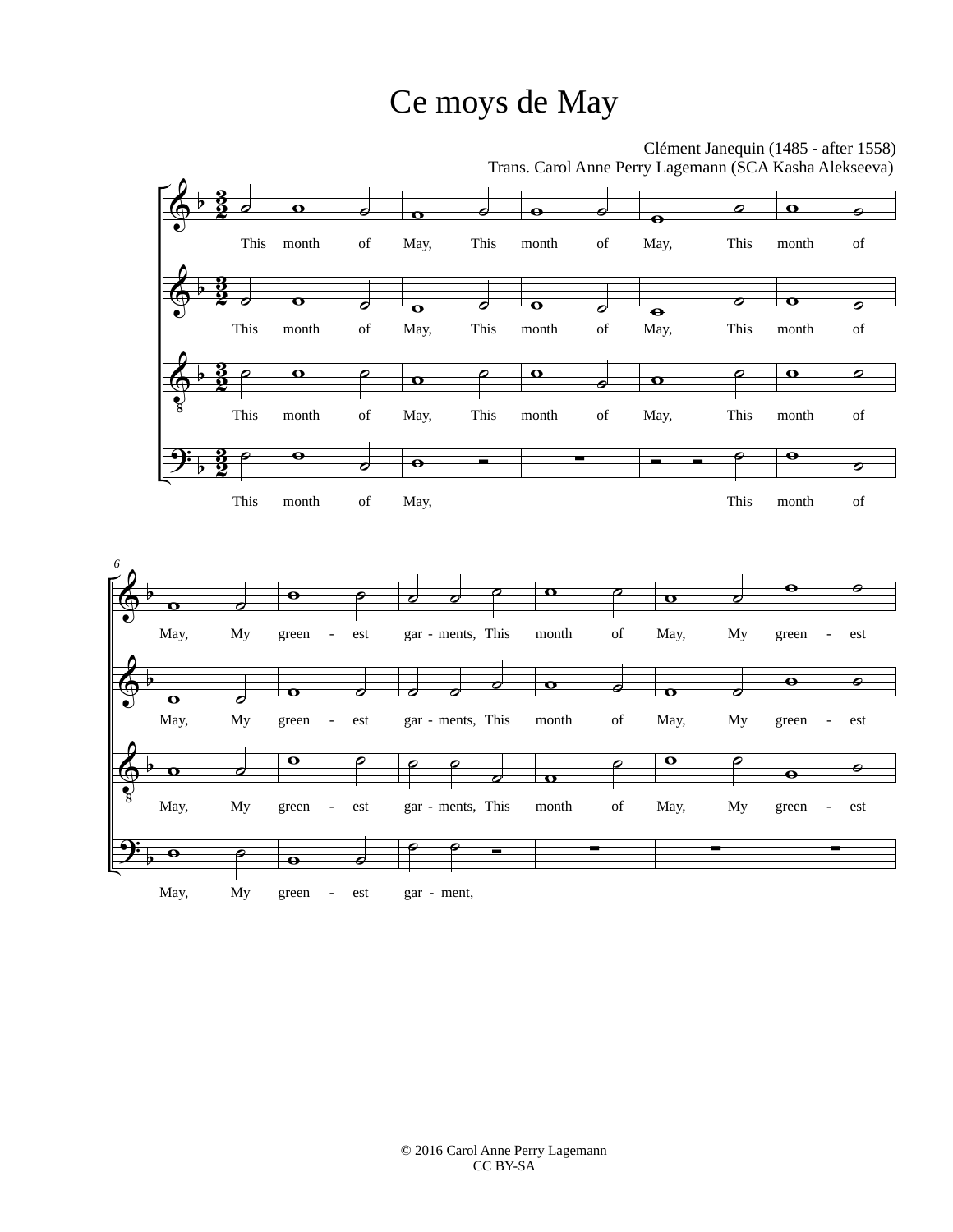# Ce moys de May

Clément Janequin (1485 - after 1558)
Trans. Carol Anne Perry Lagemann (SCA Kasha Alekseeva)

This month of May, This month of May, This month of May, My green - est gar - ments, This month of May, My green - est

This month of May, This month of May, This month of May, My green - est gar - ments, This month of May, My green - est

This month of May, This month of May, This month of May, My green - est gar - ments, This month of May, My green - est

This month of May, This month of May, My green - est gar - ment,

© 2016 Carol Anne Perry Lagemann
CC BY-SA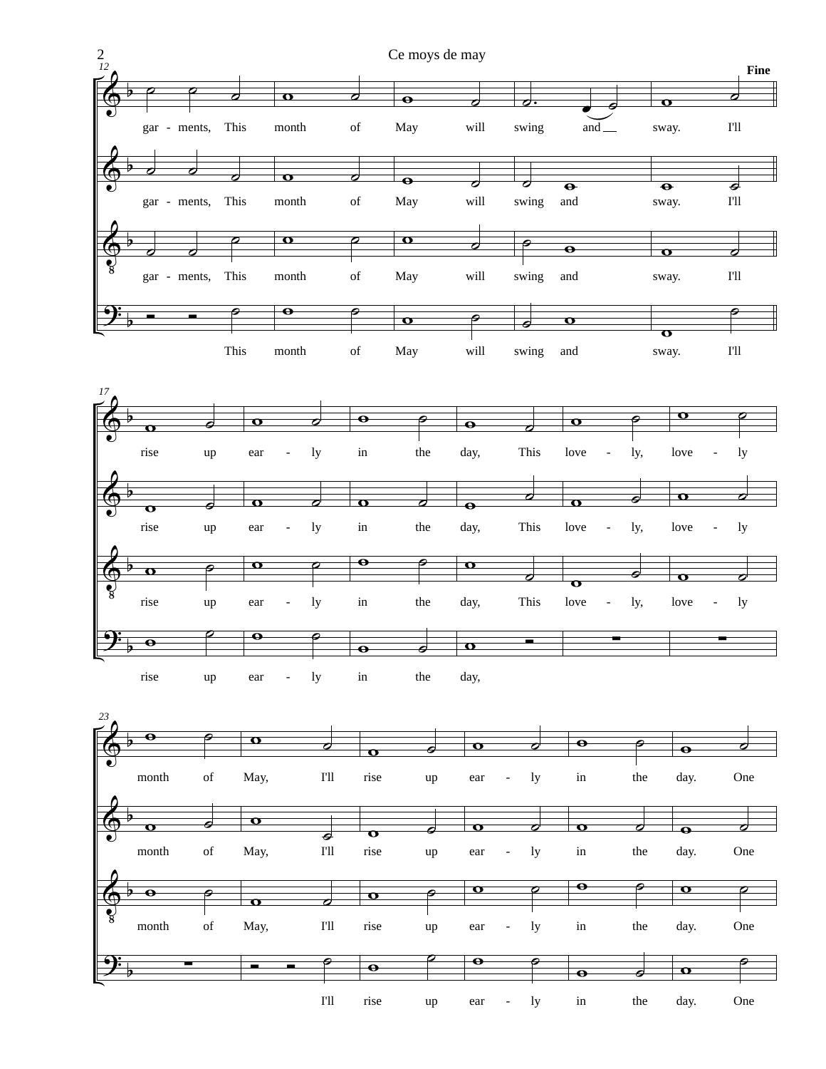12

garments, This month of May will swing and sway. I'll

**Fine**

17

rise up early in the day, This lovely, lovely

23

month of May, I'll rise up early in the day. One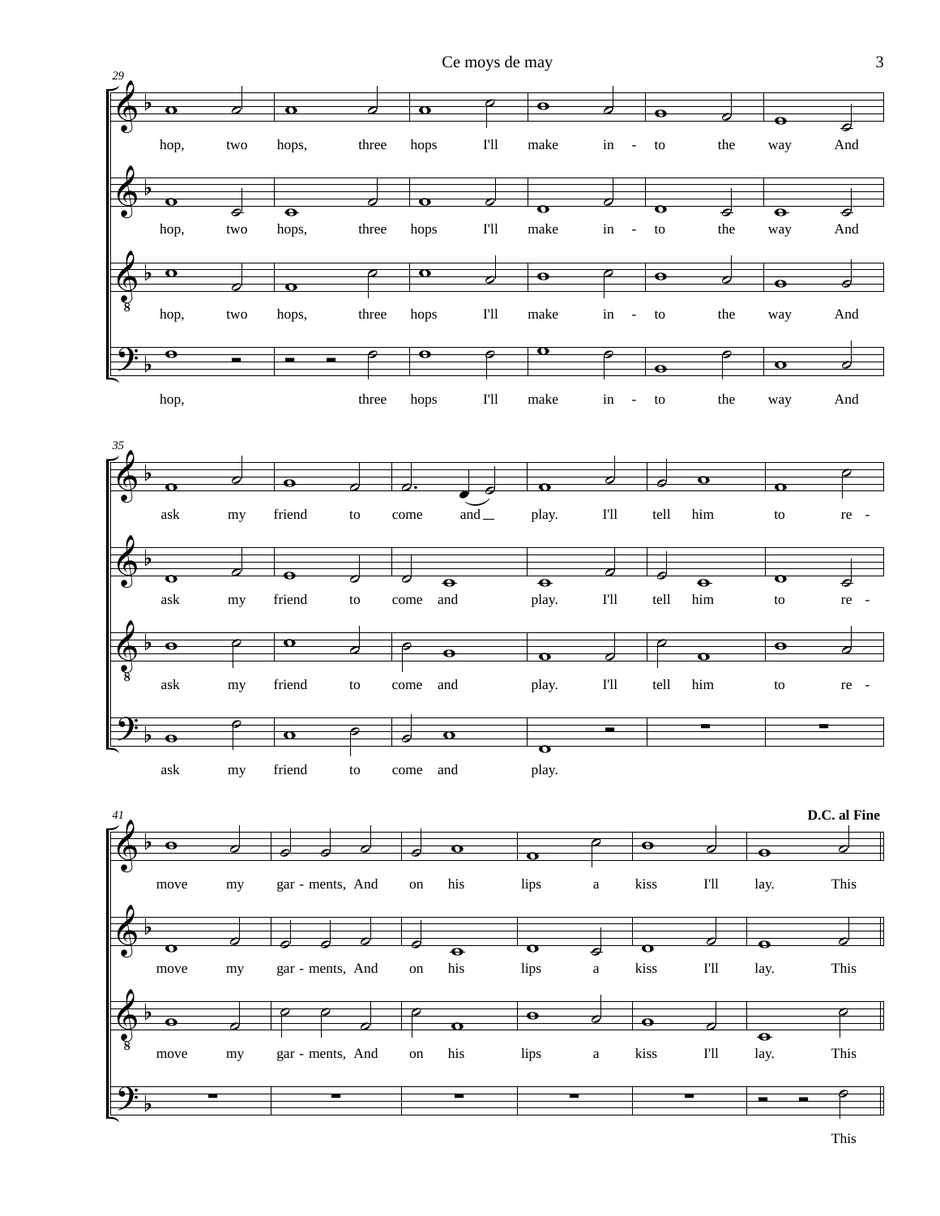29

hop, two hops, three hops I'll make in - to the way And

hop, two hops, three hops I'll make in - to the way And

hop, two hops, three hops I'll make in - to the way And

hop, three hops I'll make in - to the way And

35

ask my friend to come and play. I'll tell him to re -

ask my friend to come and play. I'll tell him to re -

ask my friend to come and play. I'll tell him to re -

ask my friend to come and play.

41

**D.C. al Fine**

move my gar - ments, And on his lips a kiss I'll lay. This

move my gar - ments, And on his lips a kiss I'll lay. This

move my gar - ments, And on his lips a kiss I'll lay. This

This